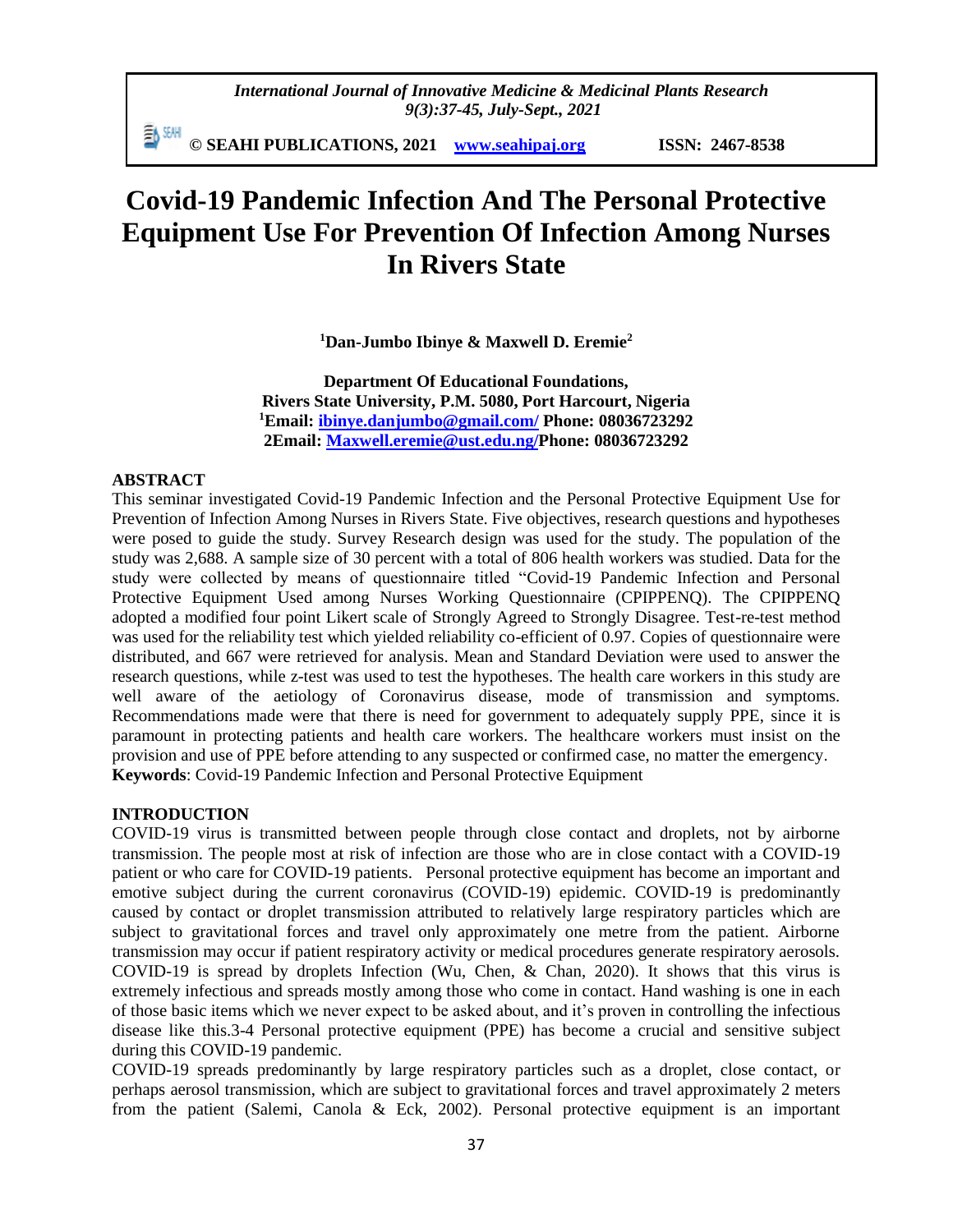# Covid-19 Pandemic Infection And The Personal Protective Equipment Use For Prevention Of Infection Among Nurses In Rivers State

**[1]Dan-Jumbo Ibinye & Maxwell D. Eremie[2]**

**Department Of Educational Foundations,**
**Rivers State University, P.M. 5080, Port Harcourt, Nigeria**
**[1]Email: ibinye.danjumbo@gmail.com/ Phone: 08036723292**
**2Email: Maxwell.eremie@ust.edu.ng/Phone: 08036723292**

## ABSTRACT

This seminar investigated Covid-19 Pandemic Infection and the Personal Protective Equipment Use for Prevention of Infection Among Nurses in Rivers State. Five objectives, research questions and hypotheses were posed to guide the study. Survey Research design was used for the study. The population of the study was 2,688. A sample size of 30 percent with a total of 806 health workers was studied. Data for the study were collected by means of questionnaire titled "Covid-19 Pandemic Infection and Personal Protective Equipment Used among Nurses Working Questionnaire (CPIPPENQ). The CPIPPENQ adopted a modified four point Likert scale of Strongly Agreed to Strongly Disagree. Test-re-test method was used for the reliability test which yielded reliability co-efficient of 0.97. Copies of questionnaire were distributed, and 667 were retrieved for analysis. Mean and Standard Deviation were used to answer the research questions, while z-test was used to test the hypotheses. The health care workers in this study are well aware of the aetiology of Coronavirus disease, mode of transmission and symptoms. Recommendations made were that there is need for government to adequately supply PPE, since it is paramount in protecting patients and health care workers. The healthcare workers must insist on the provision and use of PPE before attending to any suspected or confirmed case, no matter the emergency.

**Keywords**: Covid-19 Pandemic Infection and Personal Protective Equipment

## INTRODUCTION

COVID-19 virus is transmitted between people through close contact and droplets, not by airborne transmission. The people most at risk of infection are those who are in close contact with a COVID-19 patient or who care for COVID-19 patients. Personal protective equipment has become an important and emotive subject during the current coronavirus (COVID-19) epidemic. COVID-19 is predominantly caused by contact or droplet transmission attributed to relatively large respiratory particles which are subject to gravitational forces and travel only approximately one metre from the patient. Airborne transmission may occur if patient respiratory activity or medical procedures generate respiratory aerosols. COVID-19 is spread by droplets Infection (Wu, Chen, & Chan, 2020). It shows that this virus is extremely infectious and spreads mostly among those who come in contact. Hand washing is one in each of those basic items which we never expect to be asked about, and it's proven in controlling the infectious disease like this.3-4 Personal protective equipment (PPE) has become a crucial and sensitive subject during this COVID-19 pandemic.

COVID-19 spreads predominantly by large respiratory particles such as a droplet, close contact, or perhaps aerosol transmission, which are subject to gravitational forces and travel approximately 2 meters from the patient (Salemi, Canola & Eck, 2002). Personal protective equipment is an important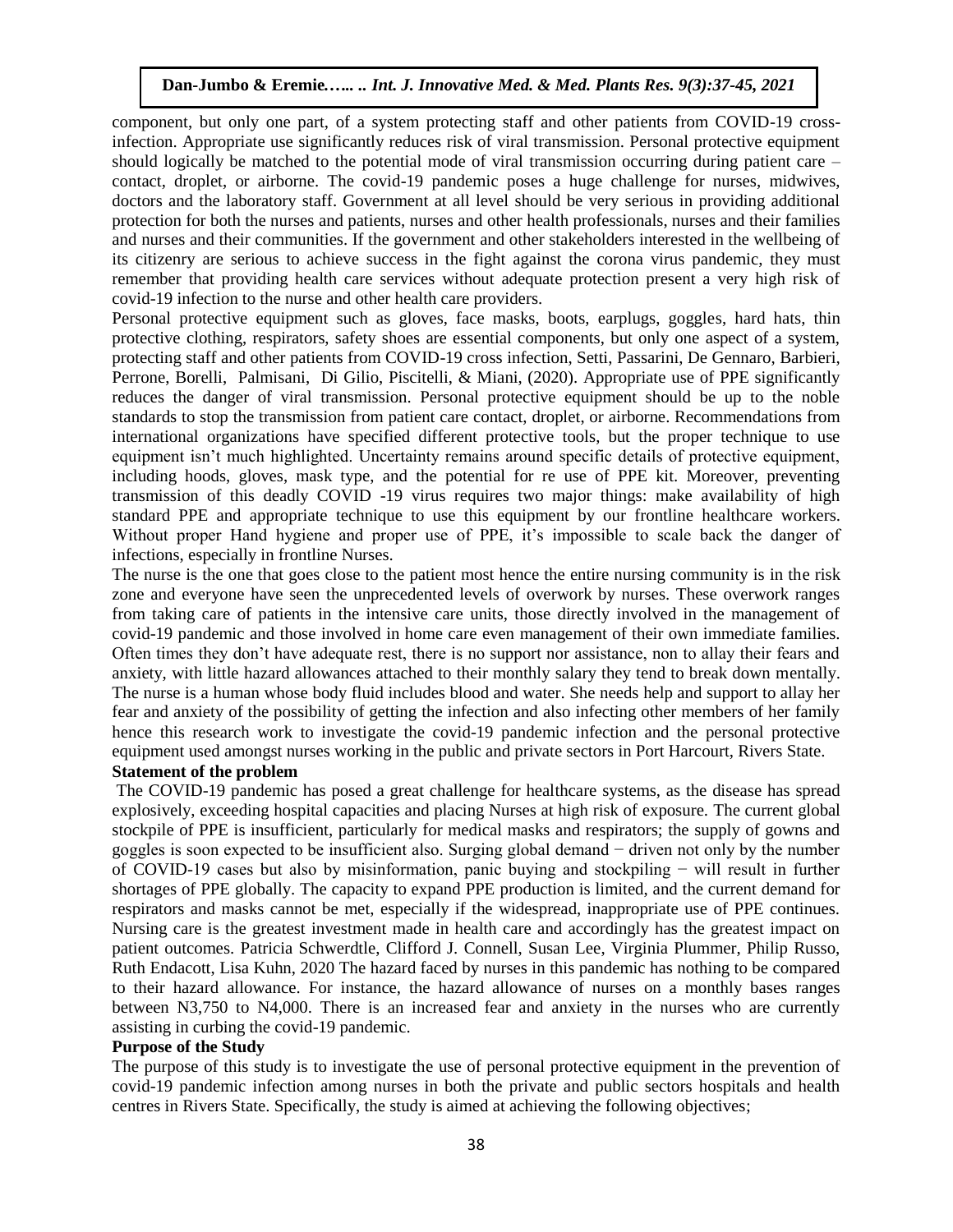component, but only one part, of a system protecting staff and other patients from COVID-19 cross-infection. Appropriate use significantly reduces risk of viral transmission. Personal protective equipment should logically be matched to the potential mode of viral transmission occurring during patient care – contact, droplet, or airborne. The covid-19 pandemic poses a huge challenge for nurses, midwives, doctors and the laboratory staff. Government at all level should be very serious in providing additional protection for both the nurses and patients, nurses and other health professionals, nurses and their families and nurses and their communities. If the government and other stakeholders interested in the wellbeing of its citizenry are serious to achieve success in the fight against the corona virus pandemic, they must remember that providing health care services without adequate protection present a very high risk of covid-19 infection to the nurse and other health care providers.

Personal protective equipment such as gloves, face masks, boots, earplugs, goggles, hard hats, thin protective clothing, respirators, safety shoes are essential components, but only one aspect of a system, protecting staff and other patients from COVID-19 cross infection, Setti, Passarini, De Gennaro, Barbieri, Perrone, Borelli, Palmisani, Di Gilio, Piscitelli, & Miani, (2020). Appropriate use of PPE significantly reduces the danger of viral transmission. Personal protective equipment should be up to the noble standards to stop the transmission from patient care contact, droplet, or airborne. Recommendations from international organizations have specified different protective tools, but the proper technique to use equipment isn't much highlighted. Uncertainty remains around specific details of protective equipment, including hoods, gloves, mask type, and the potential for re use of PPE kit. Moreover, preventing transmission of this deadly COVID -19 virus requires two major things: make availability of high standard PPE and appropriate technique to use this equipment by our frontline healthcare workers. Without proper Hand hygiene and proper use of PPE, it's impossible to scale back the danger of infections, especially in frontline Nurses.

The nurse is the one that goes close to the patient most hence the entire nursing community is in the risk zone and everyone have seen the unprecedented levels of overwork by nurses. These overwork ranges from taking care of patients in the intensive care units, those directly involved in the management of covid-19 pandemic and those involved in home care even management of their own immediate families. Often times they don't have adequate rest, there is no support nor assistance, non to allay their fears and anxiety, with little hazard allowances attached to their monthly salary they tend to break down mentally. The nurse is a human whose body fluid includes blood and water. She needs help and support to allay her fear and anxiety of the possibility of getting the infection and also infecting other members of her family hence this research work to investigate the covid-19 pandemic infection and the personal protective equipment used amongst nurses working in the public and private sectors in Port Harcourt, Rivers State.

**Statement of the problem**

The COVID-19 pandemic has posed a great challenge for healthcare systems, as the disease has spread explosively, exceeding hospital capacities and placing Nurses at high risk of exposure. The current global stockpile of PPE is insufficient, particularly for medical masks and respirators; the supply of gowns and goggles is soon expected to be insufficient also. Surging global demand − driven not only by the number of COVID-19 cases but also by misinformation, panic buying and stockpiling − will result in further shortages of PPE globally. The capacity to expand PPE production is limited, and the current demand for respirators and masks cannot be met, especially if the widespread, inappropriate use of PPE continues. Nursing care is the greatest investment made in health care and accordingly has the greatest impact on patient outcomes. Patricia Schwerdtle, Clifford J. Connell, Susan Lee, Virginia Plummer, Philip Russo, Ruth Endacott, Lisa Kuhn, 2020 The hazard faced by nurses in this pandemic has nothing to be compared to their hazard allowance. For instance, the hazard allowance of nurses on a monthly bases ranges between N3,750 to N4,000. There is an increased fear and anxiety in the nurses who are currently assisting in curbing the covid-19 pandemic.

**Purpose of the Study**

The purpose of this study is to investigate the use of personal protective equipment in the prevention of covid-19 pandemic infection among nurses in both the private and public sectors hospitals and health centres in Rivers State. Specifically, the study is aimed at achieving the following objectives;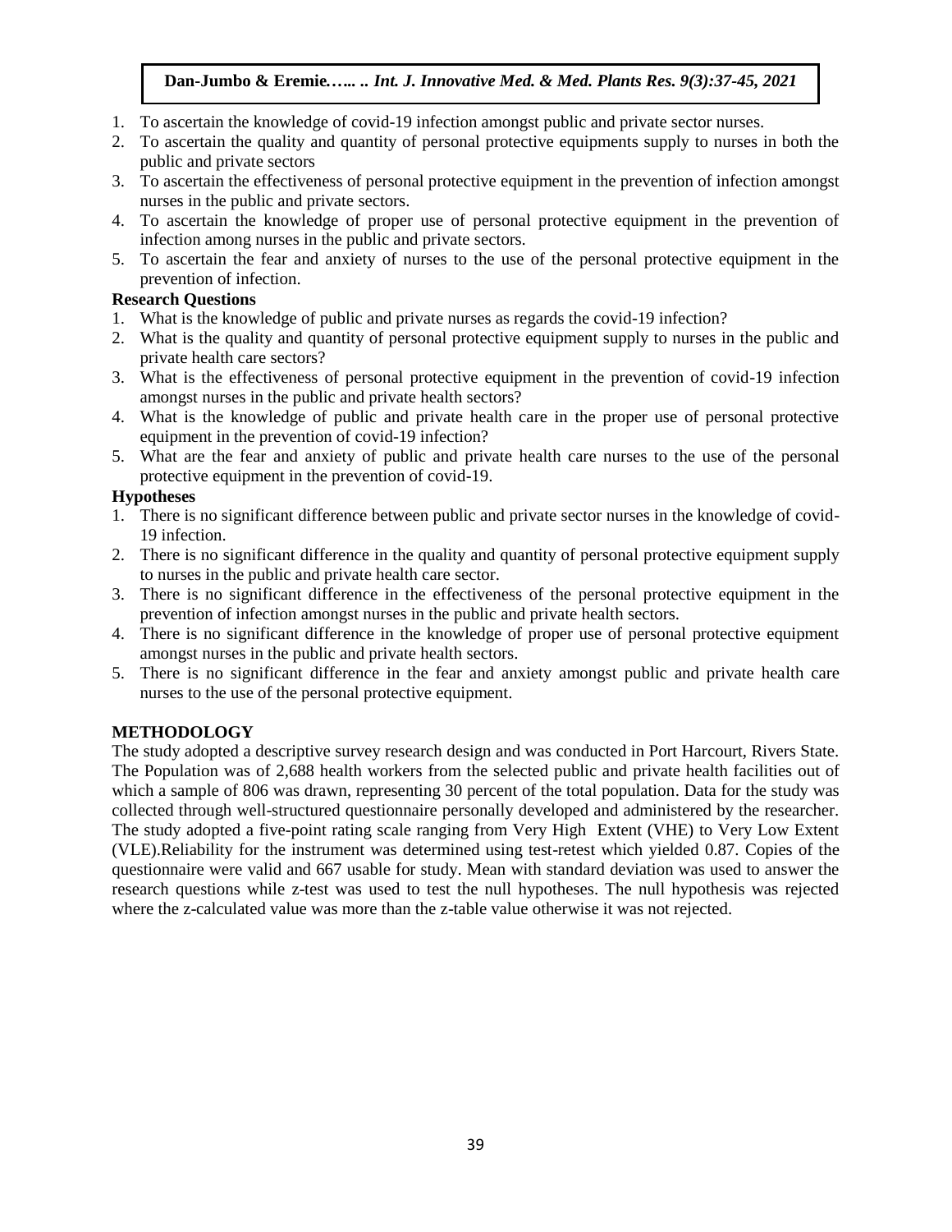1. To ascertain the knowledge of covid-19 infection amongst public and private sector nurses.
2. To ascertain the quality and quantity of personal protective equipments supply to nurses in both the public and private sectors
3. To ascertain the effectiveness of personal protective equipment in the prevention of infection amongst nurses in the public and private sectors.
4. To ascertain the knowledge of proper use of personal protective equipment in the prevention of infection among nurses in the public and private sectors.
5. To ascertain the fear and anxiety of nurses to the use of the personal protective equipment in the prevention of infection.

**Research Questions**

1. What is the knowledge of public and private nurses as regards the covid-19 infection?
2. What is the quality and quantity of personal protective equipment supply to nurses in the public and private health care sectors?
3. What is the effectiveness of personal protective equipment in the prevention of covid-19 infection amongst nurses in the public and private health sectors?
4. What is the knowledge of public and private health care in the proper use of personal protective equipment in the prevention of covid-19 infection?
5. What are the fear and anxiety of public and private health care nurses to the use of the personal protective equipment in the prevention of covid-19.

**Hypotheses**

1. There is no significant difference between public and private sector nurses in the knowledge of covid-19 infection.
2. There is no significant difference in the quality and quantity of personal protective equipment supply to nurses in the public and private health care sector.
3. There is no significant difference in the effectiveness of the personal protective equipment in the prevention of infection amongst nurses in the public and private health sectors.
4. There is no significant difference in the knowledge of proper use of personal protective equipment amongst nurses in the public and private health sectors.
5. There is no significant difference in the fear and anxiety amongst public and private health care nurses to the use of the personal protective equipment.

## METHODOLOGY

The study adopted a descriptive survey research design and was conducted in Port Harcourt, Rivers State. The Population was of 2,688 health workers from the selected public and private health facilities out of which a sample of 806 was drawn, representing 30 percent of the total population. Data for the study was collected through well-structured questionnaire personally developed and administered by the researcher. The study adopted a five-point rating scale ranging from Very High Extent (VHE) to Very Low Extent (VLE).Reliability for the instrument was determined using test-retest which yielded 0.87. Copies of the questionnaire were valid and 667 usable for study. Mean with standard deviation was used to answer the research questions while z-test was used to test the null hypotheses. The null hypothesis was rejected where the z-calculated value was more than the z-table value otherwise it was not rejected.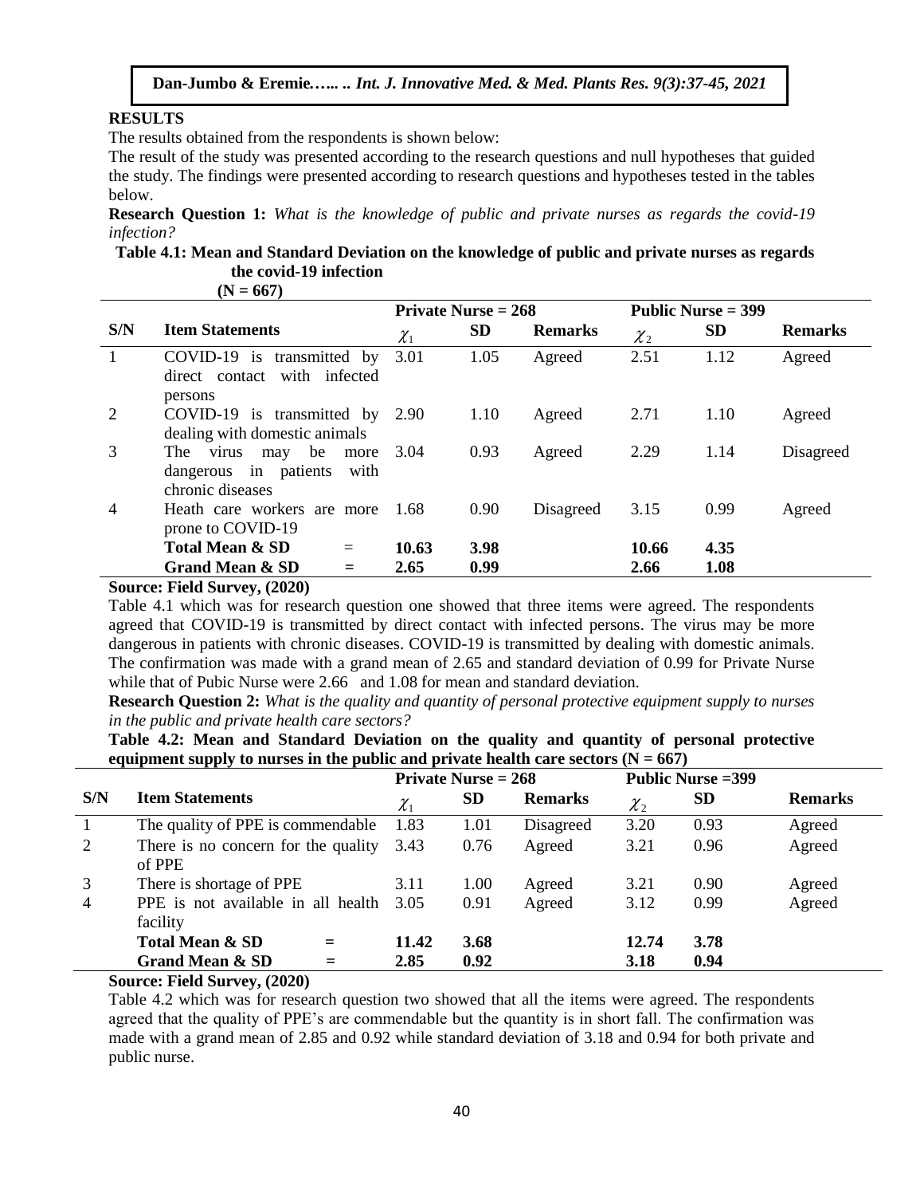## RESULTS

The results obtained from the respondents is shown below:

The result of the study was presented according to the research questions and null hypotheses that guided the study. The findings were presented according to research questions and hypotheses tested in the tables below.

**Research Question 1:** *What is the knowledge of public and private nurses as regards the covid-19 infection?*

**Table 4.1: Mean and Standard Deviation on the knowledge of public and private nurses as regards the covid-19 infection (N = 667)**

| | | Private Nurse = 268 | | | Public Nurse = 399 | | |
|---|---|---|---|---|---|---|---|
| **S/N** | **Item Statements** | $\chi_1$ | **SD** | **Remarks** | $\chi_2$ | **SD** | **Remarks** |
| 1 | COVID-19 is transmitted by direct contact with infected persons | 3.01 | 1.05 | Agreed | 2.51 | 1.12 | Agreed |
| 2 | COVID-19 is transmitted by dealing with domestic animals | 2.90 | 1.10 | Agreed | 2.71 | 1.10 | Agreed |
| 3 | The virus may be more dangerous in patients with chronic diseases | 3.04 | 0.93 | Agreed | 2.29 | 1.14 | Disagreed |
| 4 | Heath care workers are more prone to COVID-19 | 1.68 | 0.90 | Disagreed | 3.15 | 0.99 | Agreed |
| | **Total Mean & SD =** | **10.63** | **3.98** | | **10.66** | **4.35** | |
| | **Grand Mean & SD =** | **2.65** | **0.99** | | **2.66** | **1.08** | |

**Source: Field Survey, (2020)**

Table 4.1 which was for research question one showed that three items were agreed. The respondents agreed that COVID-19 is transmitted by direct contact with infected persons. The virus may be more dangerous in patients with chronic diseases. COVID-19 is transmitted by dealing with domestic animals. The confirmation was made with a grand mean of 2.65 and standard deviation of 0.99 for Private Nurse while that of Pubic Nurse were 2.66 and 1.08 for mean and standard deviation.

**Research Question 2:** *What is the quality and quantity of personal protective equipment supply to nurses in the public and private health care sectors?*

**Table 4.2: Mean and Standard Deviation on the quality and quantity of personal protective equipment supply to nurses in the public and private health care sectors (N = 667)**

| | | Private Nurse = 268 | | | Public Nurse =399 | | |
|---|---|---|---|---|---|---|---|
| **S/N** | **Item Statements** | $\chi_1$ | **SD** | **Remarks** | $\chi_2$ | **SD** | **Remarks** |
| 1 | The quality of PPE is commendable | 1.83 | 1.01 | Disagreed | 3.20 | 0.93 | Agreed |
| 2 | There is no concern for the quality of PPE | 3.43 | 0.76 | Agreed | 3.21 | 0.96 | Agreed |
| 3 | There is shortage of PPE | 3.11 | 1.00 | Agreed | 3.21 | 0.90 | Agreed |
| 4 | PPE is not available in all health facility | 3.05 | 0.91 | Agreed | 3.12 | 0.99 | Agreed |
| | **Total Mean & SD =** | **11.42** | **3.68** | | **12.74** | **3.78** | |
| | **Grand Mean & SD =** | **2.85** | **0.92** | | **3.18** | **0.94** | |

**Source: Field Survey, (2020)**

Table 4.2 which was for research question two showed that all the items were agreed. The respondents agreed that the quality of PPE's are commendable but the quantity is in short fall. The confirmation was made with a grand mean of 2.85 and 0.92 while standard deviation of 3.18 and 0.94 for both private and public nurse.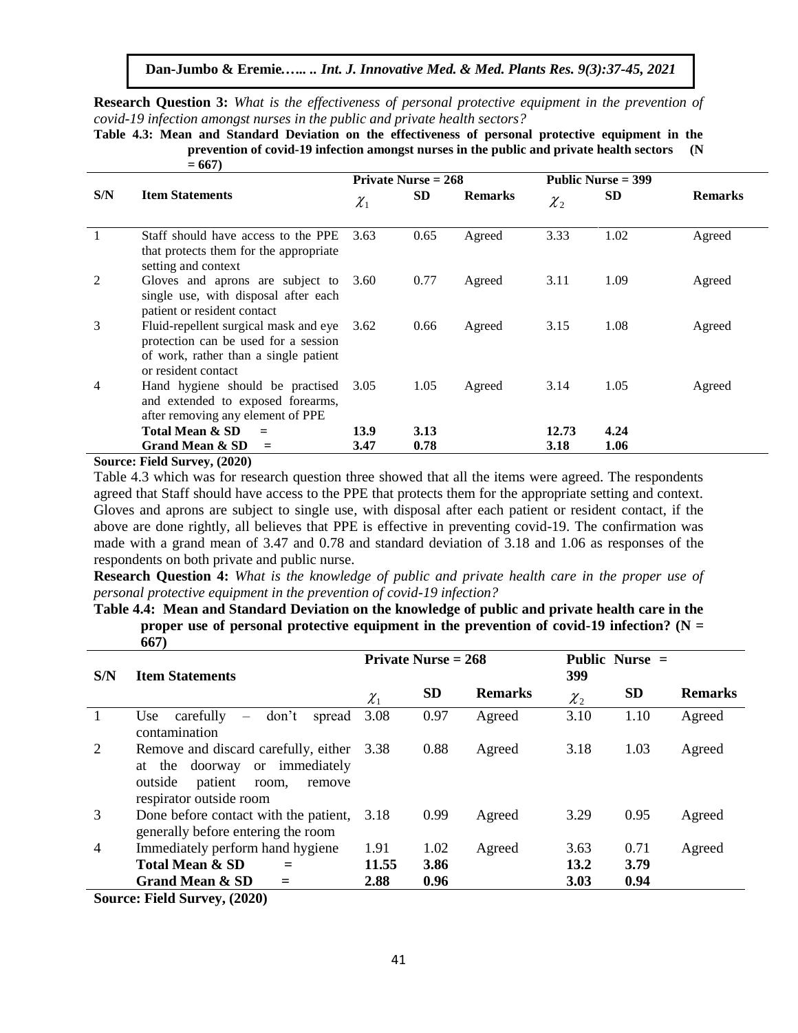**Research Question 3:** *What is the effectiveness of personal protective equipment in the prevention of covid-19 infection amongst nurses in the public and private health sectors?*

**Table 4.3: Mean and Standard Deviation on the effectiveness of personal protective equipment in the prevention of covid-19 infection amongst nurses in the public and private health sectors (N = 667)**

| S/N | Item Statements | Private Nurse = 268 | | | Public Nurse = 399 | | |
|---|---|---|---|---|---|---|---|
| | | $\chi_1$ | SD | Remarks | $\chi_2$ | SD | Remarks |
| 1 | Staff should have access to the PPE that protects them for the appropriate setting and context | 3.63 | 0.65 | Agreed | 3.33 | 1.02 | Agreed |
| 2 | Gloves and aprons are subject to single use, with disposal after each patient or resident contact | 3.60 | 0.77 | Agreed | 3.11 | 1.09 | Agreed |
| 3 | Fluid-repellent surgical mask and eye protection can be used for a session of work, rather than a single patient or resident contact | 3.62 | 0.66 | Agreed | 3.15 | 1.08 | Agreed |
| 4 | Hand hygiene should be practised and extended to exposed forearms, after removing any element of PPE | 3.05 | 1.05 | Agreed | 3.14 | 1.05 | Agreed |
| | **Total Mean & SD =** | **13.9** | **3.13** | | **12.73** | **4.24** | |
| | **Grand Mean & SD =** | **3.47** | **0.78** | | **3.18** | **1.06** | |

**Source: Field Survey, (2020)**

Table 4.3 which was for research question three showed that all the items were agreed. The respondents agreed that Staff should have access to the PPE that protects them for the appropriate setting and context. Gloves and aprons are subject to single use, with disposal after each patient or resident contact, if the above are done rightly, all believes that PPE is effective in preventing covid-19. The confirmation was made with a grand mean of 3.47 and 0.78 and standard deviation of 3.18 and 1.06 as responses of the respondents on both private and public nurse.

**Research Question 4:** *What is the knowledge of public and private health care in the proper use of personal protective equipment in the prevention of covid-19 infection?*

**Table 4.4: Mean and Standard Deviation on the knowledge of public and private health care in the proper use of personal protective equipment in the prevention of covid-19 infection? (N = 667)**

| S/N | Item Statements | Private Nurse = 268 | | | Public Nurse = 399 | | |
|---|---|---|---|---|---|---|---|
| | | $\chi_1$ | SD | Remarks | $\chi_2$ | SD | Remarks |
| 1 | Use carefully – don't spread contamination | 3.08 | 0.97 | Agreed | 3.10 | 1.10 | Agreed |
| 2 | Remove and discard carefully, either at the doorway or immediately outside patient room, remove respirator outside room | 3.38 | 0.88 | Agreed | 3.18 | 1.03 | Agreed |
| 3 | Done before contact with the patient, generally before entering the room | 3.18 | 0.99 | Agreed | 3.29 | 0.95 | Agreed |
| 4 | Immediately perform hand hygiene | 1.91 | 1.02 | Agreed | 3.63 | 0.71 | Agreed |
| | **Total Mean & SD =** | **11.55** | **3.86** | | **13.2** | **3.79** | |
| | **Grand Mean & SD =** | **2.88** | **0.96** | | **3.03** | **0.94** | |

**Source: Field Survey, (2020)**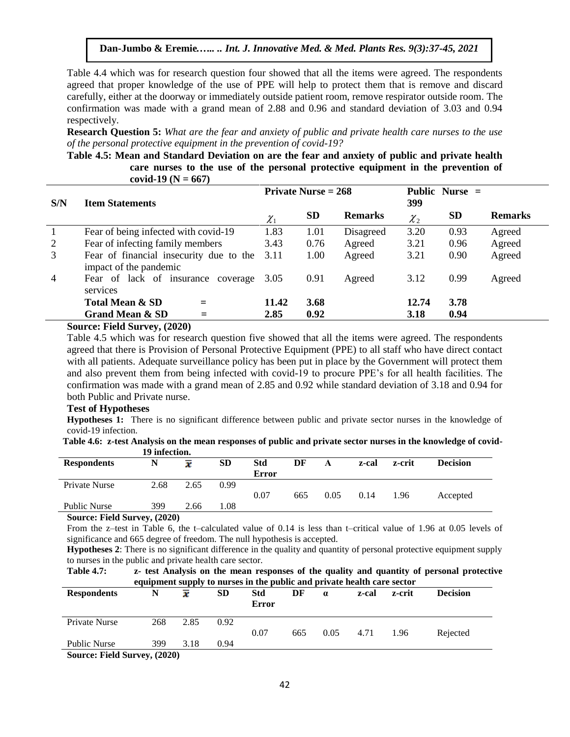Table 4.4 which was for research question four showed that all the items were agreed. The respondents agreed that proper knowledge of the use of PPE will help to protect them that is remove and discard carefully, either at the doorway or immediately outside patient room, remove respirator outside room. The confirmation was made with a grand mean of 2.88 and 0.96 and standard deviation of 3.03 and 0.94 respectively.

**Research Question 5:** *What are the fear and anxiety of public and private health care nurses to the use of the personal protective equipment in the prevention of covid-19?*

**Table 4.5: Mean and Standard Deviation on are the fear and anxiety of public and private health care nurses to the use of the personal protective equipment in the prevention of covid-19 (N = 667)**

| S/N | Item Statements | Private Nurse = 268 | | | Public Nurse = 399 | | |
|---|---|---|---|---|---|---|---|
| | | $\chi_1$ | SD | Remarks | $\chi_2$ | SD | Remarks |
| 1 | Fear of being infected with covid-19 | 1.83 | 1.01 | Disagreed | 3.20 | 0.93 | Agreed |
| 2 | Fear of infecting family members | 3.43 | 0.76 | Agreed | 3.21 | 0.96 | Agreed |
| 3 | Fear of financial insecurity due to the impact of the pandemic | 3.11 | 1.00 | Agreed | 3.21 | 0.90 | Agreed |
| 4 | Fear of lack of insurance coverage services | 3.05 | 0.91 | Agreed | 3.12 | 0.99 | Agreed |
| | **Total Mean & SD =** | **11.42** | **3.68** | | **12.74** | **3.78** | |
| | **Grand Mean & SD =** | **2.85** | **0.92** | | **3.18** | **0.94** | |

**Source: Field Survey, (2020)**

Table 4.5 which was for research question five showed that all the items were agreed. The respondents agreed that there is Provision of Personal Protective Equipment (PPE) to all staff who have direct contact with all patients. Adequate surveillance policy has been put in place by the Government will protect them and also prevent them from being infected with covid-19 to procure PPE's for all health facilities. The confirmation was made with a grand mean of 2.85 and 0.92 while standard deviation of 3.18 and 0.94 for both Public and Private nurse.

**Test of Hypotheses**

**Hypotheses 1:** There is no significant difference between public and private sector nurses in the knowledge of covid-19 infection.

**Table 4.6: z-test Analysis on the mean responses of public and private sector nurses in the knowledge of covid-19 infection.**

| Respondents | N | $\bar{x}$ | SD | Std Error | DF | A | z-cal | z-crit | Decision |
|---|---|---|---|---|---|---|---|---|---|
| Private Nurse | 2.68 | 2.65 | 0.99 | 0.07 | 665 | 0.05 | 0.14 | 1.96 | Accepted |
| Public Nurse | 399 | 2.66 | 1.08 | | | | | | |

**Source: Field Survey, (2020)**

From the z–test in Table 6, the t–calculated value of 0.14 is less than t–critical value of 1.96 at 0.05 levels of significance and 665 degree of freedom. The null hypothesis is accepted.

**Hypotheses 2**: There is no significant difference in the quality and quantity of personal protective equipment supply to nurses in the public and private health care sector.

**Table 4.7: z- test Analysis on the mean responses of the quality and quantity of personal protective equipment supply to nurses in the public and private health care sector**

| Respondents | N | $\bar{x}$ | SD | Std Error | DF | $\alpha$ | z-cal | z-crit | Decision |
|---|---|---|---|---|---|---|---|---|---|
| Private Nurse | 268 | 2.85 | 0.92 | 0.07 | 665 | 0.05 | 4.71 | 1.96 | Rejected |
| Public Nurse | 399 | 3.18 | 0.94 | | | | | | |

**Source: Field Survey, (2020)**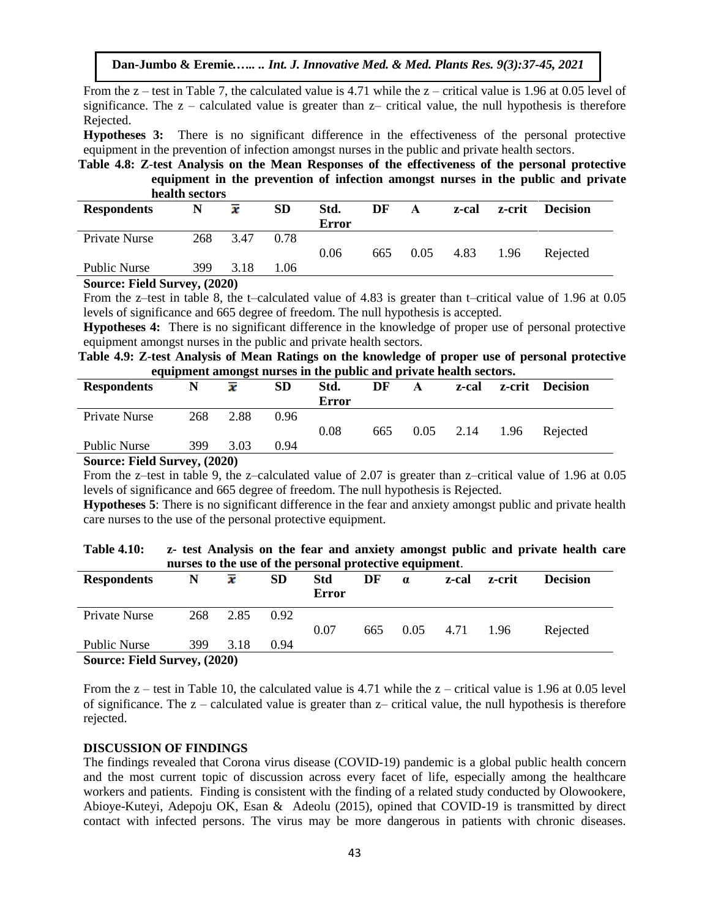From the z – test in Table 7, the calculated value is 4.71 while the z – critical value is 1.96 at 0.05 level of significance. The z – calculated value is greater than z– critical value, the null hypothesis is therefore Rejected.

**Hypotheses 3:** There is no significant difference in the effectiveness of the personal protective equipment in the prevention of infection amongst nurses in the public and private health sectors.

**Table 4.8: Z-test Analysis on the Mean Responses of the effectiveness of the personal protective equipment in the prevention of infection amongst nurses in the public and private health sectors**

| Respondents | N | $\bar{x}$ | SD | Std. Error | DF | A | z-cal | z-crit | Decision |
|---|---|---|---|---|---|---|---|---|---|
| Private Nurse | 268 | 3.47 | 0.78 | 0.06 | 665 | 0.05 | 4.83 | 1.96 | Rejected |
| Public Nurse | 399 | 3.18 | 1.06 | | | | | | |

**Source: Field Survey, (2020)**

From the z–test in table 8, the t–calculated value of 4.83 is greater than t–critical value of 1.96 at 0.05 levels of significance and 665 degree of freedom. The null hypothesis is accepted.

**Hypotheses 4:** There is no significant difference in the knowledge of proper use of personal protective equipment amongst nurses in the public and private health sectors.

**Table 4.9: Z-test Analysis of Mean Ratings on the knowledge of proper use of personal protective equipment amongst nurses in the public and private health sectors.**

| Respondents | N | $\bar{x}$ | SD | Std. Error | DF | A | z-cal | z-crit | Decision |
|---|---|---|---|---|---|---|---|---|---|
| Private Nurse | 268 | 2.88 | 0.96 | 0.08 | 665 | 0.05 | 2.14 | 1.96 | Rejected |
| Public Nurse | 399 | 3.03 | 0.94 | | | | | | |

**Source: Field Survey, (2020)**

From the z–test in table 9, the z–calculated value of 2.07 is greater than z–critical value of 1.96 at 0.05 levels of significance and 665 degree of freedom. The null hypothesis is Rejected.

**Hypotheses 5**: There is no significant difference in the fear and anxiety amongst public and private health care nurses to the use of the personal protective equipment.

**Table 4.10: z- test Analysis on the fear and anxiety amongst public and private health care nurses to the use of the personal protective equipment.**

| Respondents | N | $\bar{x}$ | SD | Std Error | DF | $\alpha$ | z-cal | z-crit | Decision |
|---|---|---|---|---|---|---|---|---|---|
| Private Nurse | 268 | 2.85 | 0.92 | 0.07 | 665 | 0.05 | 4.71 | 1.96 | Rejected |
| Public Nurse | 399 | 3.18 | 0.94 | | | | | | |

**Source: Field Survey, (2020)**

From the z – test in Table 10, the calculated value is 4.71 while the z – critical value is 1.96 at 0.05 level of significance. The z – calculated value is greater than z– critical value, the null hypothesis is therefore rejected.

## DISCUSSION OF FINDINGS

The findings revealed that Corona virus disease (COVID-19) pandemic is a global public health concern and the most current topic of discussion across every facet of life, especially among the healthcare workers and patients. Finding is consistent with the finding of a related study conducted by Olowookere, Abioye-Kuteyi, Adepoju OK, Esan & Adeolu (2015), opined that COVID-19 is transmitted by direct contact with infected persons. The virus may be more dangerous in patients with chronic diseases.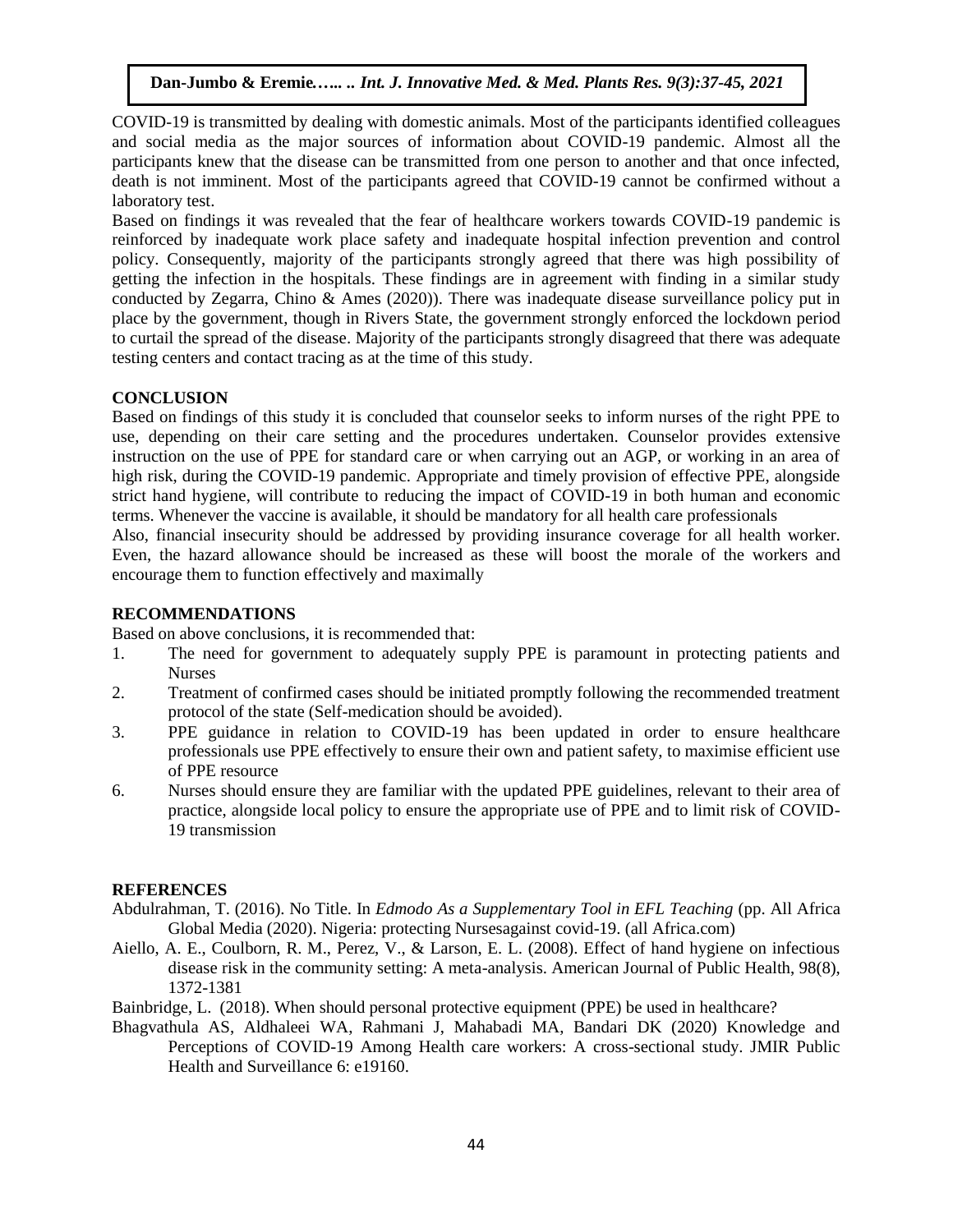COVID-19 is transmitted by dealing with domestic animals. Most of the participants identified colleagues and social media as the major sources of information about COVID-19 pandemic. Almost all the participants knew that the disease can be transmitted from one person to another and that once infected, death is not imminent. Most of the participants agreed that COVID-19 cannot be confirmed without a laboratory test.

Based on findings it was revealed that the fear of healthcare workers towards COVID-19 pandemic is reinforced by inadequate work place safety and inadequate hospital infection prevention and control policy. Consequently, majority of the participants strongly agreed that there was high possibility of getting the infection in the hospitals. These findings are in agreement with finding in a similar study conducted by Zegarra, Chino & Ames (2020)). There was inadequate disease surveillance policy put in place by the government, though in Rivers State, the government strongly enforced the lockdown period to curtail the spread of the disease. Majority of the participants strongly disagreed that there was adequate testing centers and contact tracing as at the time of this study.

## CONCLUSION

Based on findings of this study it is concluded that counselor seeks to inform nurses of the right PPE to use, depending on their care setting and the procedures undertaken. Counselor provides extensive instruction on the use of PPE for standard care or when carrying out an AGP, or working in an area of high risk, during the COVID-19 pandemic. Appropriate and timely provision of effective PPE, alongside strict hand hygiene, will contribute to reducing the impact of COVID-19 in both human and economic terms. Whenever the vaccine is available, it should be mandatory for all health care professionals

Also, financial insecurity should be addressed by providing insurance coverage for all health worker. Even, the hazard allowance should be increased as these will boost the morale of the workers and encourage them to function effectively and maximally

## RECOMMENDATIONS

Based on above conclusions, it is recommended that:

1. The need for government to adequately supply PPE is paramount in protecting patients and Nurses
2. Treatment of confirmed cases should be initiated promptly following the recommended treatment protocol of the state (Self-medication should be avoided).
3. PPE guidance in relation to COVID-19 has been updated in order to ensure healthcare professionals use PPE effectively to ensure their own and patient safety, to maximise efficient use of PPE resource
6. Nurses should ensure they are familiar with the updated PPE guidelines, relevant to their area of practice, alongside local policy to ensure the appropriate use of PPE and to limit risk of COVID-19 transmission

## REFERENCES

Abdulrahman, T. (2016). No Title. In *Edmodo As a Supplementary Tool in EFL Teaching* (pp. All Africa Global Media (2020). Nigeria: protecting Nursesagainst covid-19. (all Africa.com)

Aiello, A. E., Coulborn, R. M., Perez, V., & Larson, E. L. (2008). Effect of hand hygiene on infectious disease risk in the community setting: A meta-analysis. American Journal of Public Health, 98(8), 1372-1381

Bainbridge, L. (2018). When should personal protective equipment (PPE) be used in healthcare?

Bhagvathula AS, Aldhaleei WA, Rahmani J, Mahabadi MA, Bandari DK (2020) Knowledge and Perceptions of COVID-19 Among Health care workers: A cross-sectional study. JMIR Public Health and Surveillance 6: e19160.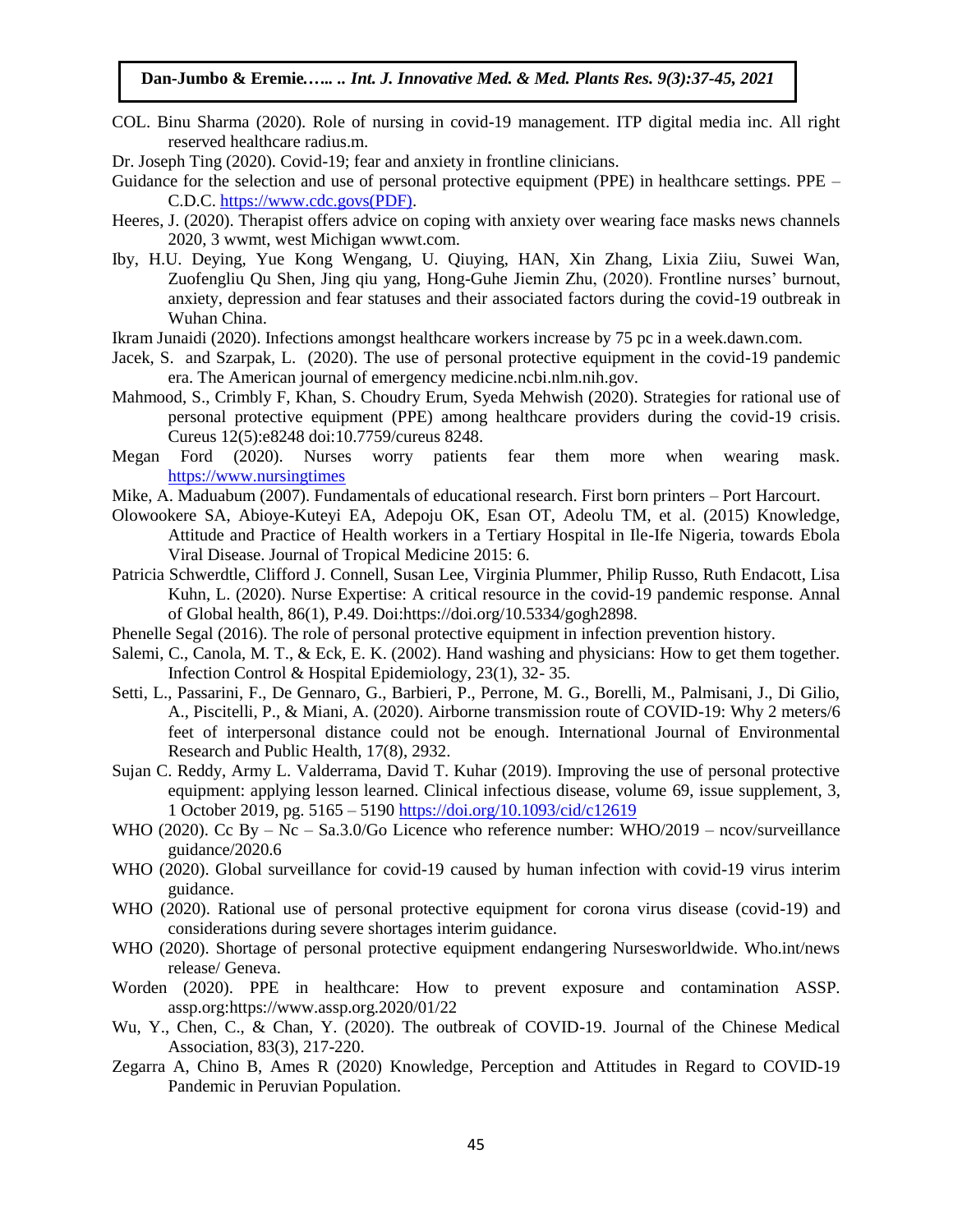COL. Binu Sharma (2020). Role of nursing in covid-19 management. ITP digital media inc. All right reserved healthcare radius.m.

Dr. Joseph Ting (2020). Covid-19; fear and anxiety in frontline clinicians.

Guidance for the selection and use of personal protective equipment (PPE) in healthcare settings. PPE – C.D.C. https://www.cdc.govs(PDF).

Heeres, J. (2020). Therapist offers advice on coping with anxiety over wearing face masks news channels 2020, 3 wwmt, west Michigan wwwt.com.

Iby, H.U. Deying, Yue Kong Wengang, U. Qiuying, HAN, Xin Zhang, Lixia Ziiu, Suwei Wan, Zuofengliu Qu Shen, Jing qiu yang, Hong-Guhe Jiemin Zhu, (2020). Frontline nurses' burnout, anxiety, depression and fear statuses and their associated factors during the covid-19 outbreak in Wuhan China.

Ikram Junaidi (2020). Infections amongst healthcare workers increase by 75 pc in a week.dawn.com.

Jacek, S. and Szarpak, L. (2020). The use of personal protective equipment in the covid-19 pandemic era. The American journal of emergency medicine.ncbi.nlm.nih.gov.

Mahmood, S., Crimbly F, Khan, S. Choudry Erum, Syeda Mehwish (2020). Strategies for rational use of personal protective equipment (PPE) among healthcare providers during the covid-19 crisis. Cureus 12(5):e8248 doi:10.7759/cureus 8248.

Megan Ford (2020). Nurses worry patients fear them more when wearing mask. https://www.nursingtimes

Mike, A. Maduabum (2007). Fundamentals of educational research. First born printers – Port Harcourt.

Olowookere SA, Abioye-Kuteyi EA, Adepoju OK, Esan OT, Adeolu TM, et al. (2015) Knowledge, Attitude and Practice of Health workers in a Tertiary Hospital in Ile-Ife Nigeria, towards Ebola Viral Disease. Journal of Tropical Medicine 2015: 6.

Patricia Schwerdtle, Clifford J. Connell, Susan Lee, Virginia Plummer, Philip Russo, Ruth Endacott, Lisa Kuhn, L. (2020). Nurse Expertise: A critical resource in the covid-19 pandemic response. Annal of Global health, 86(1), P.49. Doi:https://doi.org/10.5334/gogh2898.

Phenelle Segal (2016). The role of personal protective equipment in infection prevention history.

Salemi, C., Canola, M. T., & Eck, E. K. (2002). Hand washing and physicians: How to get them together. Infection Control & Hospital Epidemiology, 23(1), 32- 35.

Setti, L., Passarini, F., De Gennaro, G., Barbieri, P., Perrone, M. G., Borelli, M., Palmisani, J., Di Gilio, A., Piscitelli, P., & Miani, A. (2020). Airborne transmission route of COVID-19: Why 2 meters/6 feet of interpersonal distance could not be enough. International Journal of Environmental Research and Public Health, 17(8), 2932.

Sujan C. Reddy, Army L. Valderrama, David T. Kuhar (2019). Improving the use of personal protective equipment: applying lesson learned. Clinical infectious disease, volume 69, issue supplement, 3, 1 October 2019, pg. 5165 – 5190 https://doi.org/10.1093/cid/c12619

WHO (2020). Cc By – Nc – Sa.3.0/Go Licence who reference number: WHO/2019 – ncov/surveillance guidance/2020.6

WHO (2020). Global surveillance for covid-19 caused by human infection with covid-19 virus interim guidance.

WHO (2020). Rational use of personal protective equipment for corona virus disease (covid-19) and considerations during severe shortages interim guidance.

WHO (2020). Shortage of personal protective equipment endangering Nursesworldwide. Who.int/news release/ Geneva.

Worden (2020). PPE in healthcare: How to prevent exposure and contamination ASSP. assp.org:https://www.assp.org.2020/01/22

Wu, Y., Chen, C., & Chan, Y. (2020). The outbreak of COVID-19. Journal of the Chinese Medical Association, 83(3), 217-220.

Zegarra A, Chino B, Ames R (2020) Knowledge, Perception and Attitudes in Regard to COVID-19 Pandemic in Peruvian Population.